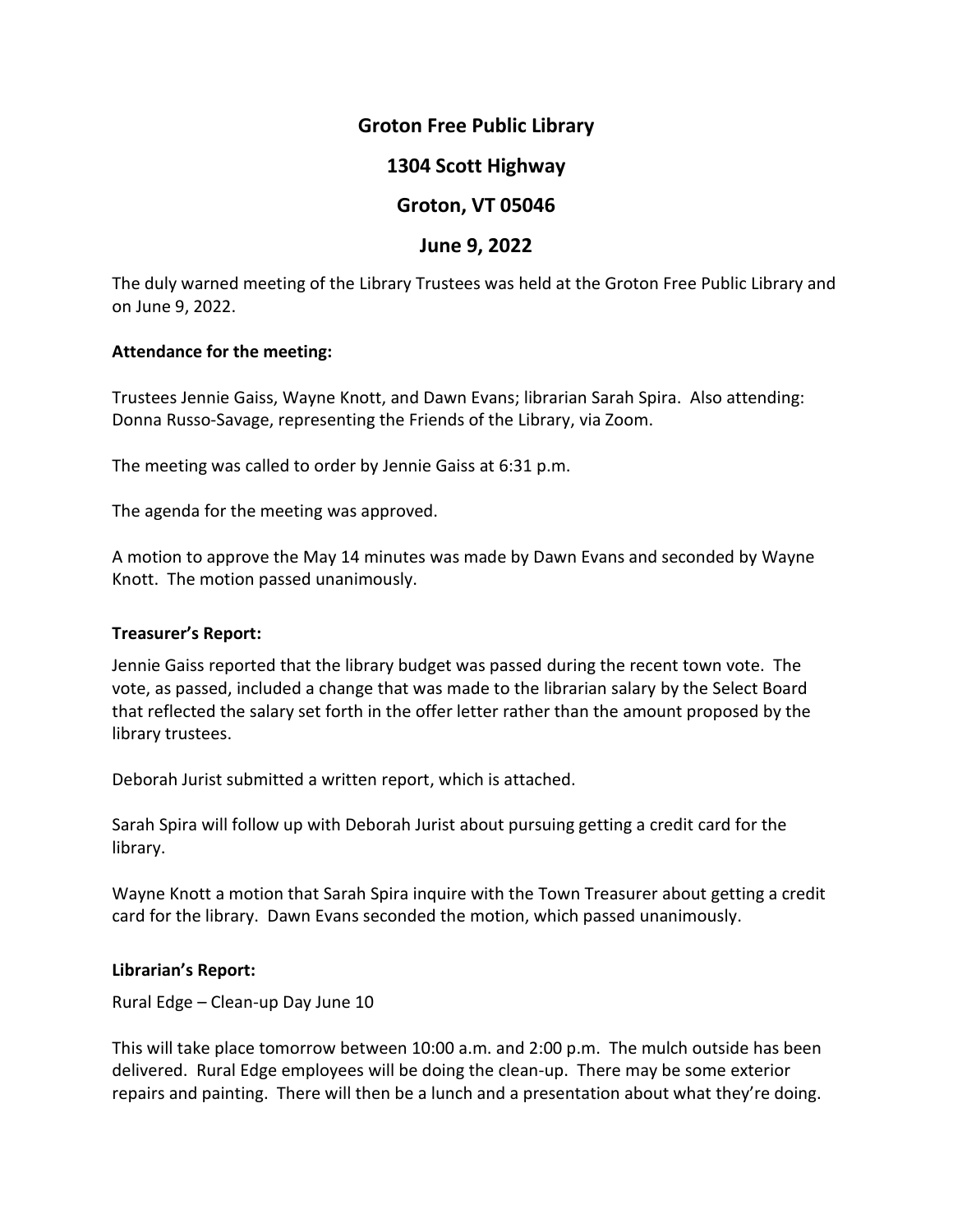# Groton Free Public Library

## 1304 Scott Highway

## Groton, VT 05046

## June 9, 2022

The duly warned meeting of the Library Trustees was held at the Groton Free Public Library and on June 9, 2022.

**Attendance for the meeting:**

Trustees Jennie Gaiss, Wayne Knott, and Dawn Evans; librarian Sarah Spira. Also attending: Donna Russo-Savage, representing the Friends of the Library, via Zoom.

The meeting was called to order by Jennie Gaiss at 6:31 p.m.

The agenda for the meeting was approved.

A motion to approve the May 14 minutes was made by Dawn Evans and seconded by Wayne Knott. The motion passed unanimously.

**Treasurer's Report:**

Jennie Gaiss reported that the library budget was passed during the recent town vote. The vote, as passed, included a change that was made to the librarian salary by the Select Board that reflected the salary set forth in the offer letter rather than the amount proposed by the library trustees.

Deborah Jurist submitted a written report, which is attached.

Sarah Spira will follow up with Deborah Jurist about pursuing getting a credit card for the library.

Wayne Knott a motion that Sarah Spira inquire with the Town Treasurer about getting a credit card for the library. Dawn Evans seconded the motion, which passed unanimously.

**Librarian's Report:**

Rural Edge – Clean-up Day June 10

This will take place tomorrow between 10:00 a.m. and 2:00 p.m. The mulch outside has been delivered. Rural Edge employees will be doing the clean-up. There may be some exterior repairs and painting. There will then be a lunch and a presentation about what they're doing.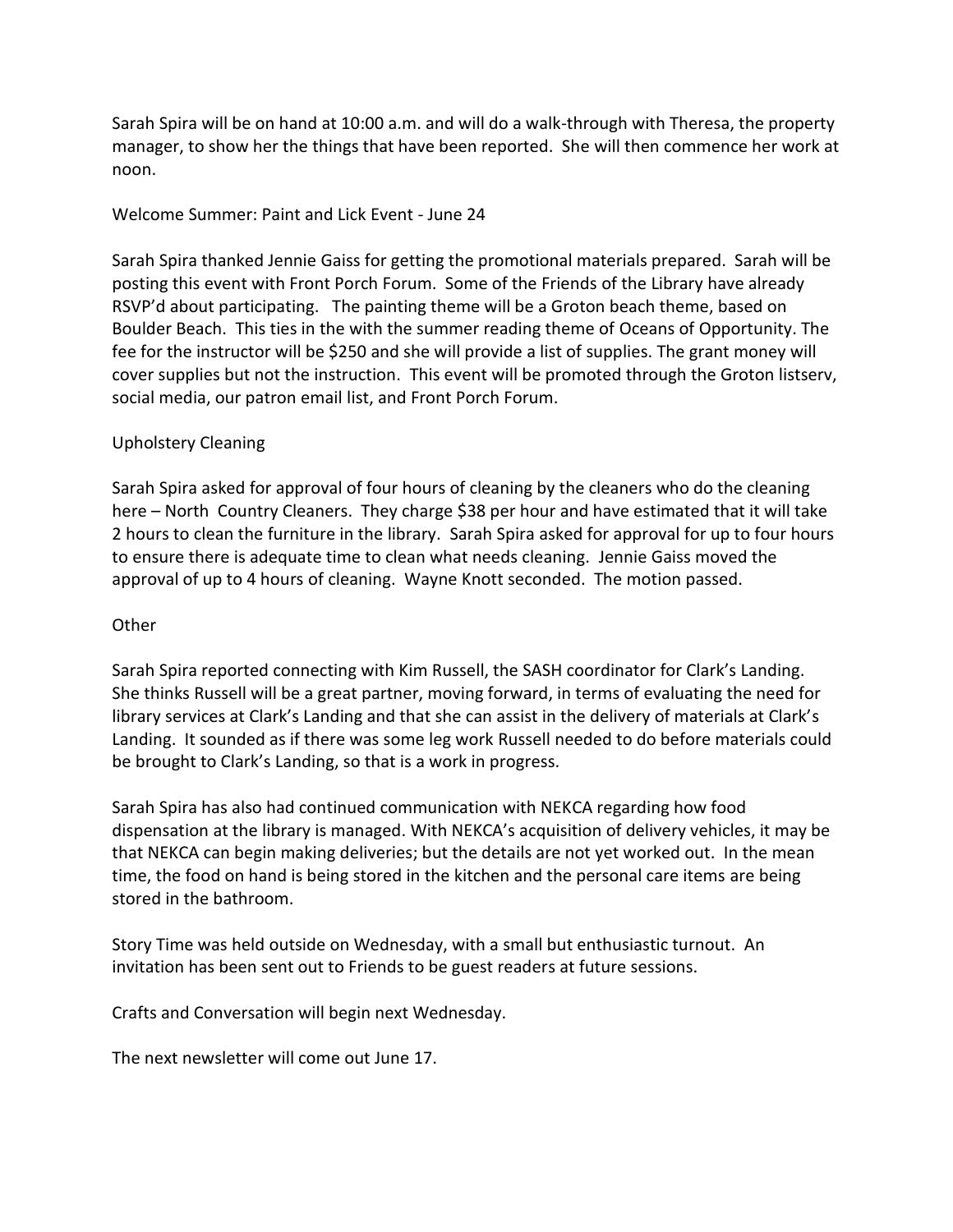Sarah Spira will be on hand at 10:00 a.m. and will do a walk-through with Theresa, the property manager, to show her the things that have been reported. She will then commence her work at noon.

Welcome Summer: Paint and Lick Event - June 24

Sarah Spira thanked Jennie Gaiss for getting the promotional materials prepared. Sarah will be posting this event with Front Porch Forum. Some of the Friends of the Library have already RSVP'd about participating. The painting theme will be a Groton beach theme, based on Boulder Beach. This ties in the with the summer reading theme of Oceans of Opportunity. The fee for the instructor will be $250 and she will provide a list of supplies. The grant money will cover supplies but not the instruction. This event will be promoted through the Groton listserv, social media, our patron email list, and Front Porch Forum.

Upholstery Cleaning

Sarah Spira asked for approval of four hours of cleaning by the cleaners who do the cleaning here – North Country Cleaners. They charge $38 per hour and have estimated that it will take 2 hours to clean the furniture in the library. Sarah Spira asked for approval for up to four hours to ensure there is adequate time to clean what needs cleaning. Jennie Gaiss moved the approval of up to 4 hours of cleaning. Wayne Knott seconded. The motion passed.

Other

Sarah Spira reported connecting with Kim Russell, the SASH coordinator for Clark's Landing. She thinks Russell will be a great partner, moving forward, in terms of evaluating the need for library services at Clark's Landing and that she can assist in the delivery of materials at Clark's Landing. It sounded as if there was some leg work Russell needed to do before materials could be brought to Clark's Landing, so that is a work in progress.

Sarah Spira has also had continued communication with NEKCA regarding how food dispensation at the library is managed. With NEKCA's acquisition of delivery vehicles, it may be that NEKCA can begin making deliveries; but the details are not yet worked out. In the mean time, the food on hand is being stored in the kitchen and the personal care items are being stored in the bathroom.

Story Time was held outside on Wednesday, with a small but enthusiastic turnout. An invitation has been sent out to Friends to be guest readers at future sessions.

Crafts and Conversation will begin next Wednesday.

The next newsletter will come out June 17.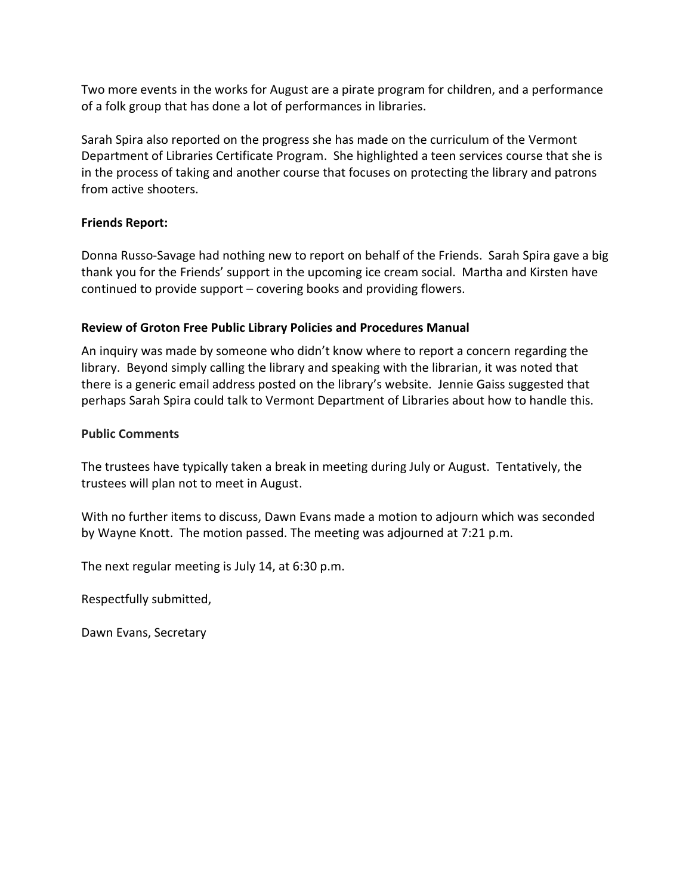Two more events in the works for August are a pirate program for children, and a performance of a folk group that has done a lot of performances in libraries.

Sarah Spira also reported on the progress she has made on the curriculum of the Vermont Department of Libraries Certificate Program. She highlighted a teen services course that she is in the process of taking and another course that focuses on protecting the library and patrons from active shooters.

**Friends Report:**

Donna Russo-Savage had nothing new to report on behalf of the Friends. Sarah Spira gave a big thank you for the Friends' support in the upcoming ice cream social. Martha and Kirsten have continued to provide support – covering books and providing flowers.

**Review of Groton Free Public Library Policies and Procedures Manual**

An inquiry was made by someone who didn't know where to report a concern regarding the library. Beyond simply calling the library and speaking with the librarian, it was noted that there is a generic email address posted on the library's website. Jennie Gaiss suggested that perhaps Sarah Spira could talk to Vermont Department of Libraries about how to handle this.

**Public Comments**

The trustees have typically taken a break in meeting during July or August. Tentatively, the trustees will plan not to meet in August.

With no further items to discuss, Dawn Evans made a motion to adjourn which was seconded by Wayne Knott. The motion passed. The meeting was adjourned at 7:21 p.m.

The next regular meeting is July 14, at 6:30 p.m.

Respectfully submitted,

Dawn Evans, Secretary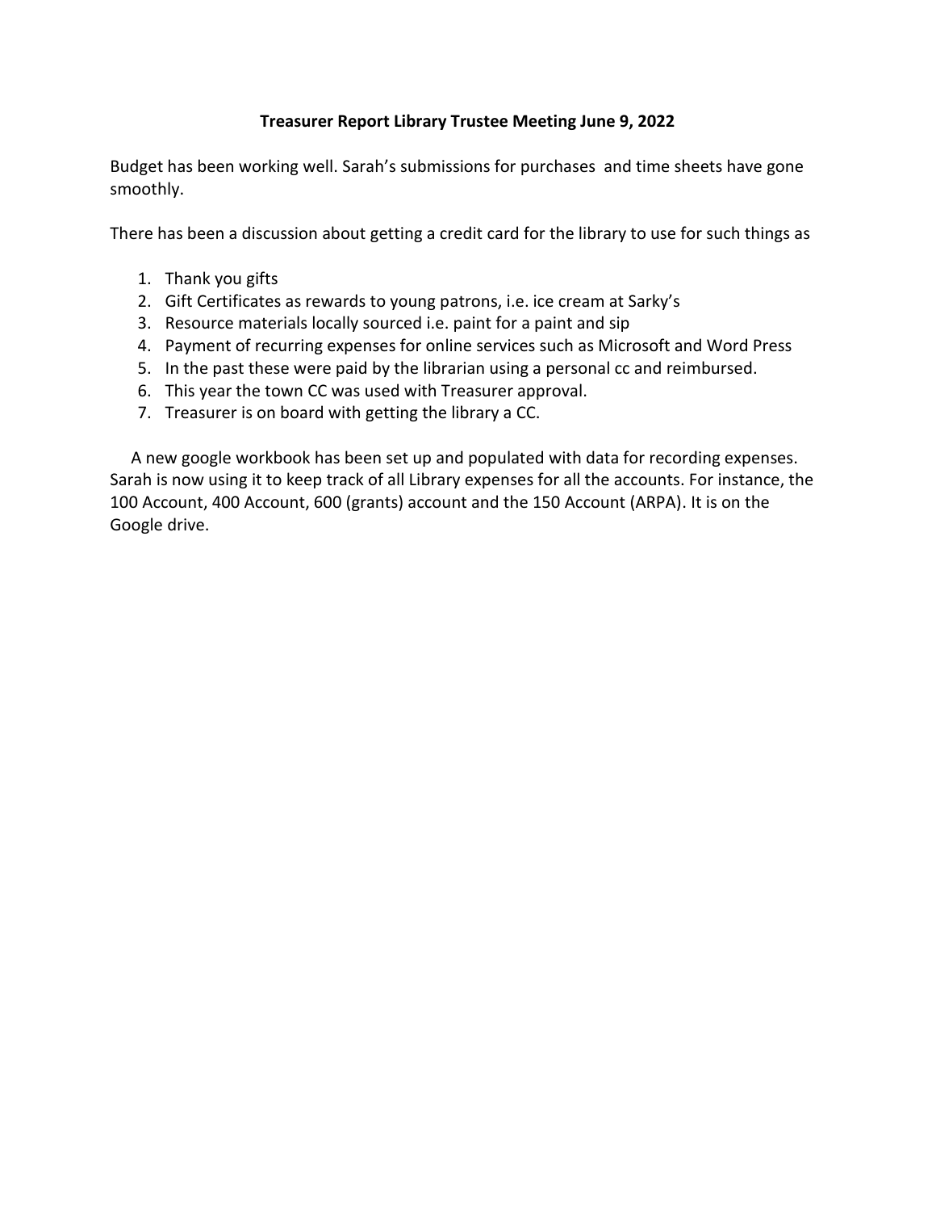**Treasurer Report Library Trustee Meeting June 9, 2022**

Budget has been working well. Sarah's submissions for purchases and time sheets have gone smoothly.

There has been a discussion about getting a credit card for the library to use for such things as

1. Thank you gifts
2. Gift Certificates as rewards to young patrons, i.e. ice cream at Sarky's
3. Resource materials locally sourced i.e. paint for a paint and sip
4. Payment of recurring expenses for online services such as Microsoft and Word Press
5. In the past these were paid by the librarian using a personal cc and reimbursed.
6. This year the town CC was used with Treasurer approval.
7. Treasurer is on board with getting the library a CC.

A new google workbook has been set up and populated with data for recording expenses. Sarah is now using it to keep track of all Library expenses for all the accounts. For instance, the 100 Account, 400 Account, 600 (grants) account and the 150 Account (ARPA). It is on the Google drive.